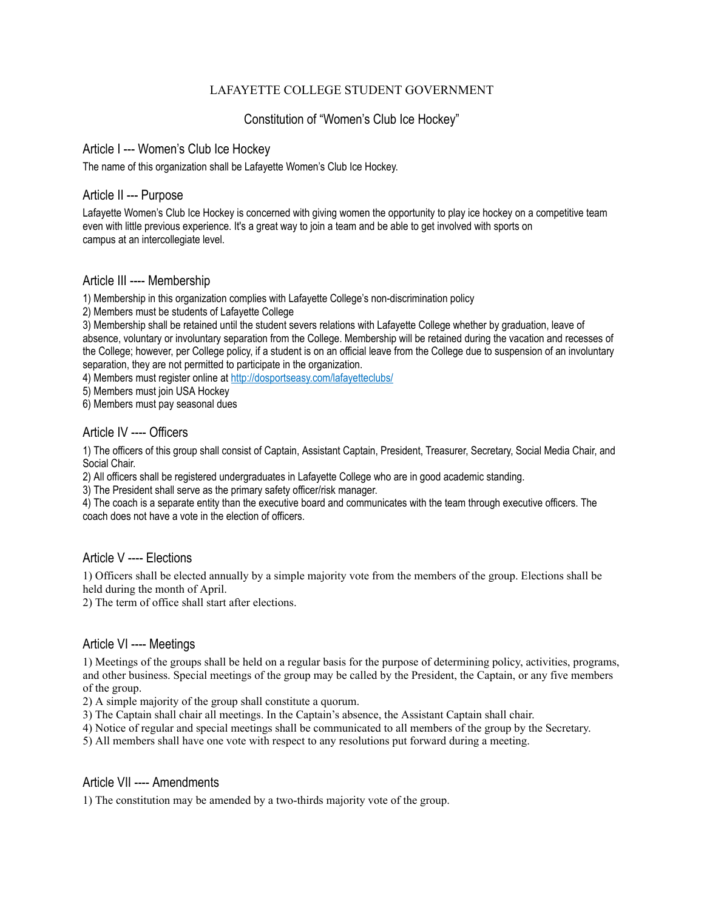LAFAYETTE COLLEGE STUDENT GOVERNMENT

# Constitution of "Women's Club Ice Hockey"

## Article I --- Women's Club Ice Hockey

The name of this organization shall be Lafayette Women's Club Ice Hockey.

## Article II --- Purpose

Lafayette Women's Club Ice Hockey is concerned with giving women the opportunity to play ice hockey on a competitive team even with little previous experience. It's a great way to join a team and be able to get involved with sports on campus at an intercollegiate level.

## Article III ---- Membership

1) Membership in this organization complies with Lafayette College's non-discrimination policy
2) Members must be students of Lafayette College
3) Membership shall be retained until the student severs relations with Lafayette College whether by graduation, leave of absence, voluntary or involuntary separation from the College. Membership will be retained during the vacation and recesses of the College; however, per College policy, if a student is on an official leave from the College due to suspension of an involuntary separation, they are not permitted to participate in the organization.
4) Members must register online at [http://dosportseasy.com/lafayetteclubs/](http://dosportseasy.com/lafayetteclubs/)
5) Members must join USA Hockey
6) Members must pay seasonal dues

## Article IV ---- Officers

1) The officers of this group shall consist of Captain, Assistant Captain, President, Treasurer, Secretary, Social Media Chair, and Social Chair.
2) All officers shall be registered undergraduates in Lafayette College who are in good academic standing.
3) The President shall serve as the primary safety officer/risk manager.
4) The coach is a separate entity than the executive board and communicates with the team through executive officers. The coach does not have a vote in the election of officers.

## Article V ---- Elections

1) Officers shall be elected annually by a simple majority vote from the members of the group. Elections shall be held during the month of April.
2) The term of office shall start after elections.

## Article VI ---- Meetings

1) Meetings of the groups shall be held on a regular basis for the purpose of determining policy, activities, programs, and other business. Special meetings of the group may be called by the President, the Captain, or any five members of the group.
2) A simple majority of the group shall constitute a quorum.
3) The Captain shall chair all meetings. In the Captain's absence, the Assistant Captain shall chair.
4) Notice of regular and special meetings shall be communicated to all members of the group by the Secretary.
5) All members shall have one vote with respect to any resolutions put forward during a meeting.

## Article VII ---- Amendments

1) The constitution may be amended by a two-thirds majority vote of the group.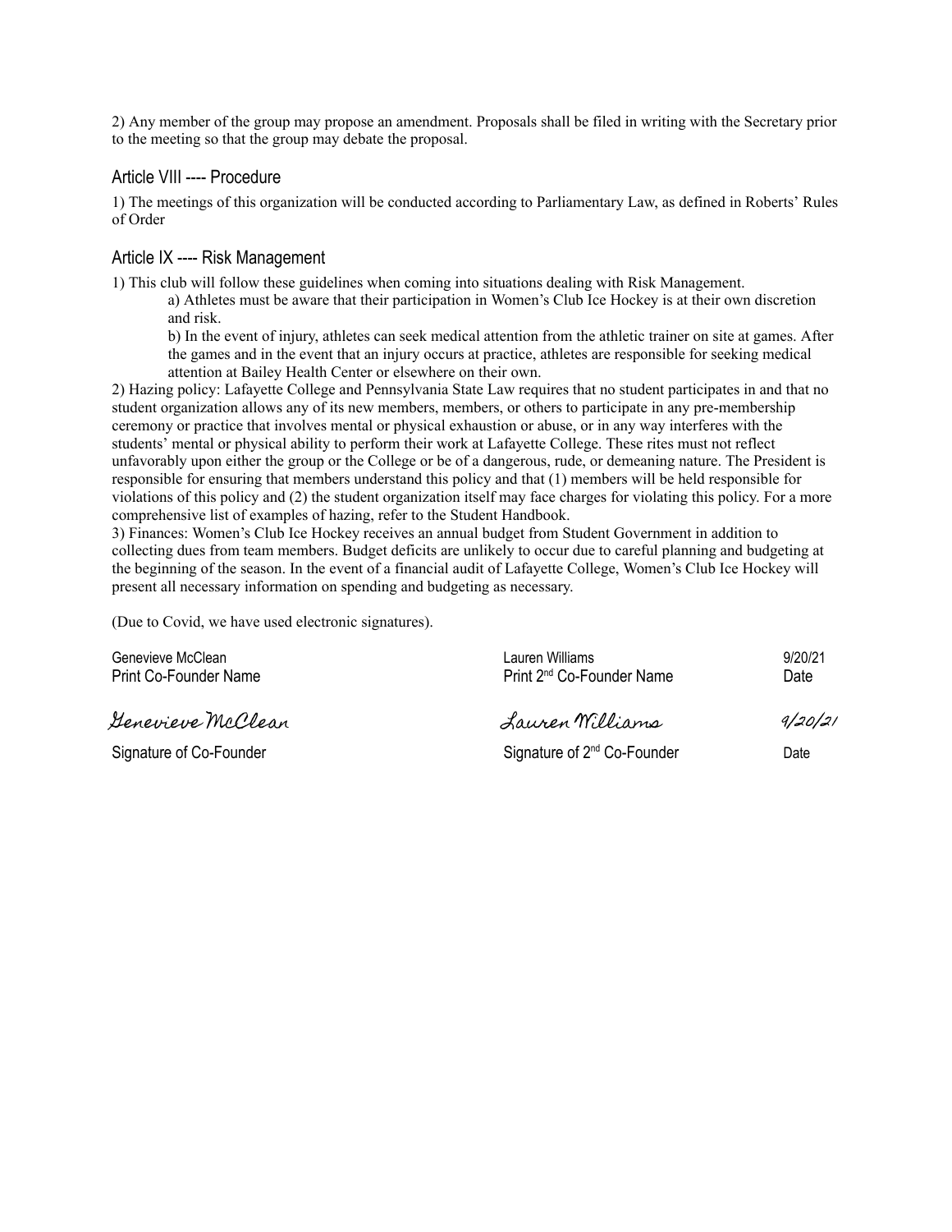2) Any member of the group may propose an amendment. Proposals shall be filed in writing with the Secretary prior to the meeting so that the group may debate the proposal.

## Article VIII ---- Procedure

1) The meetings of this organization will be conducted according to Parliamentary Law, as defined in Roberts' Rules of Order

## Article IX ---- Risk Management

1) This club will follow these guidelines when coming into situations dealing with Risk Management.

   a) Athletes must be aware that their participation in Women's Club Ice Hockey is at their own discretion and risk.

   b) In the event of injury, athletes can seek medical attention from the athletic trainer on site at games. After the games and in the event that an injury occurs at practice, athletes are responsible for seeking medical attention at Bailey Health Center or elsewhere on their own.

2) Hazing policy: Lafayette College and Pennsylvania State Law requires that no student participates in and that no student organization allows any of its new members, members, or others to participate in any pre-membership ceremony or practice that involves mental or physical exhaustion or abuse, or in any way interferes with the students' mental or physical ability to perform their work at Lafayette College. These rites must not reflect unfavorably upon either the group or the College or be of a dangerous, rude, or demeaning nature. The President is responsible for ensuring that members understand this policy and that (1) members will be held responsible for violations of this policy and (2) the student organization itself may face charges for violating this policy. For a more comprehensive list of examples of hazing, refer to the Student Handbook.

3) Finances: Women's Club Ice Hockey receives an annual budget from Student Government in addition to collecting dues from team members. Budget deficits are unlikely to occur due to careful planning and budgeting at the beginning of the season. In the event of a financial audit of Lafayette College, Women's Club Ice Hockey will present all necessary information on spending and budgeting as necessary.

(Due to Covid, we have used electronic signatures).

| | | |
|---|---|---|
| Genevieve McClean | Lauren Williams | 9/20/21 |
| Print Co-Founder Name | Print 2nd Co-Founder Name | Date |
| *Genevieve McClean* | *Lauren Williams* | *9/20/21* |
| Signature of Co-Founder | Signature of 2nd Co-Founder | Date |